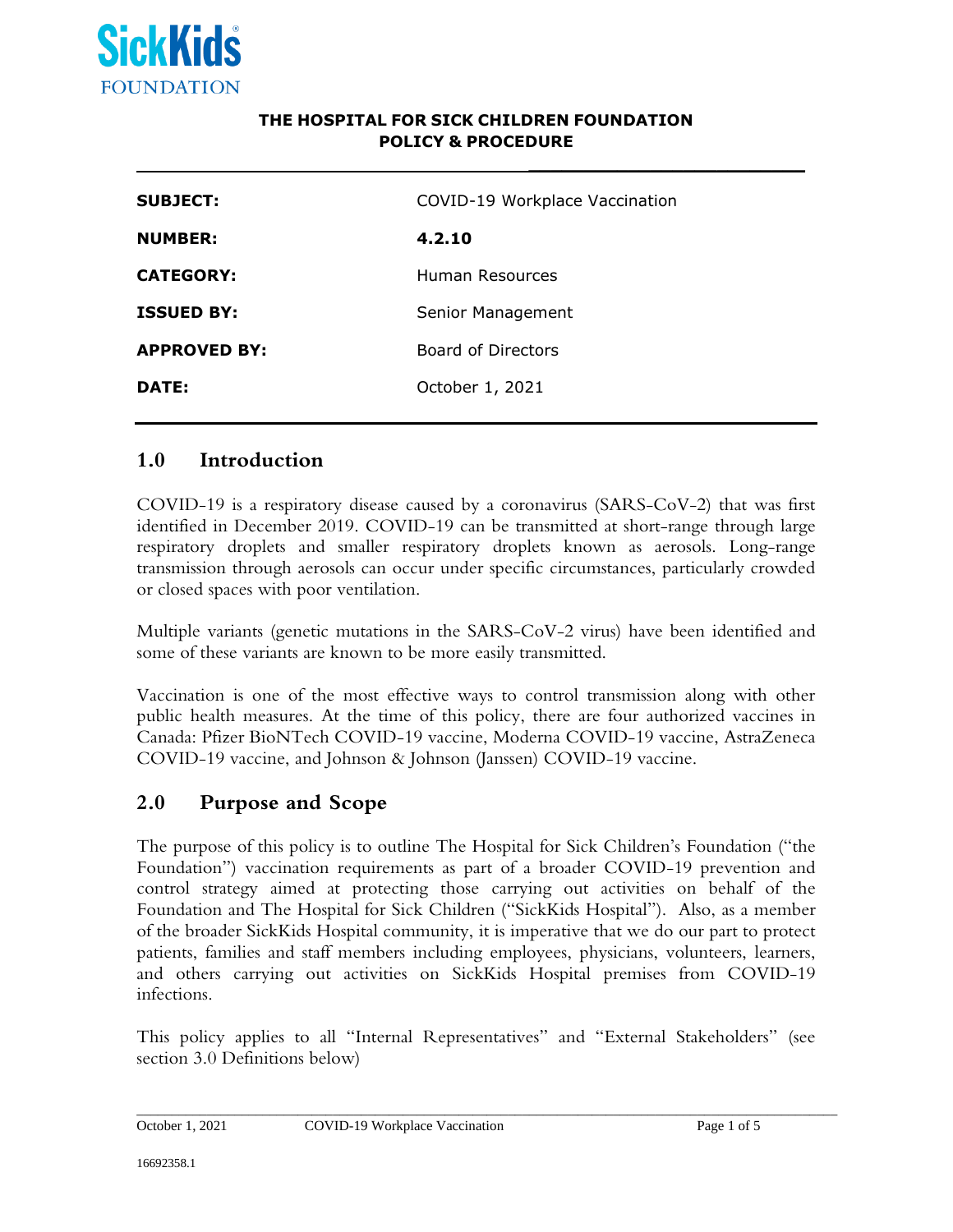**THE HOSPITAL FOR SICK CHILDREN FOUNDATION**
**POLICY & PROCEDURE**

| | |
|---|---|
| **SUBJECT:** | COVID-19 Workplace Vaccination |
| **NUMBER:** | **4.2.10** |
| **CATEGORY:** | Human Resources |
| **ISSUED BY:** | Senior Management |
| **APPROVED BY:** | Board of Directors |
| **DATE:** | October 1, 2021 |

## 1.0 Introduction

COVID-19 is a respiratory disease caused by a coronavirus (SARS-CoV-2) that was first identified in December 2019. COVID-19 can be transmitted at short-range through large respiratory droplets and smaller respiratory droplets known as aerosols. Long-range transmission through aerosols can occur under specific circumstances, particularly crowded or closed spaces with poor ventilation.

Multiple variants (genetic mutations in the SARS-CoV-2 virus) have been identified and some of these variants are known to be more easily transmitted.

Vaccination is one of the most effective ways to control transmission along with other public health measures. At the time of this policy, there are four authorized vaccines in Canada: Pfizer BioNTech COVID-19 vaccine, Moderna COVID-19 vaccine, AstraZeneca COVID-19 vaccine, and Johnson & Johnson (Janssen) COVID-19 vaccine.

## 2.0 Purpose and Scope

The purpose of this policy is to outline The Hospital for Sick Children's Foundation ("the Foundation") vaccination requirements as part of a broader COVID-19 prevention and control strategy aimed at protecting those carrying out activities on behalf of the Foundation and The Hospital for Sick Children ("SickKids Hospital"). Also, as a member of the broader SickKids Hospital community, it is imperative that we do our part to protect patients, families and staff members including employees, physicians, volunteers, learners, and others carrying out activities on SickKids Hospital premises from COVID-19 infections.

This policy applies to all "Internal Representatives" and "External Stakeholders" (see section 3.0 Definitions below)

16692358.1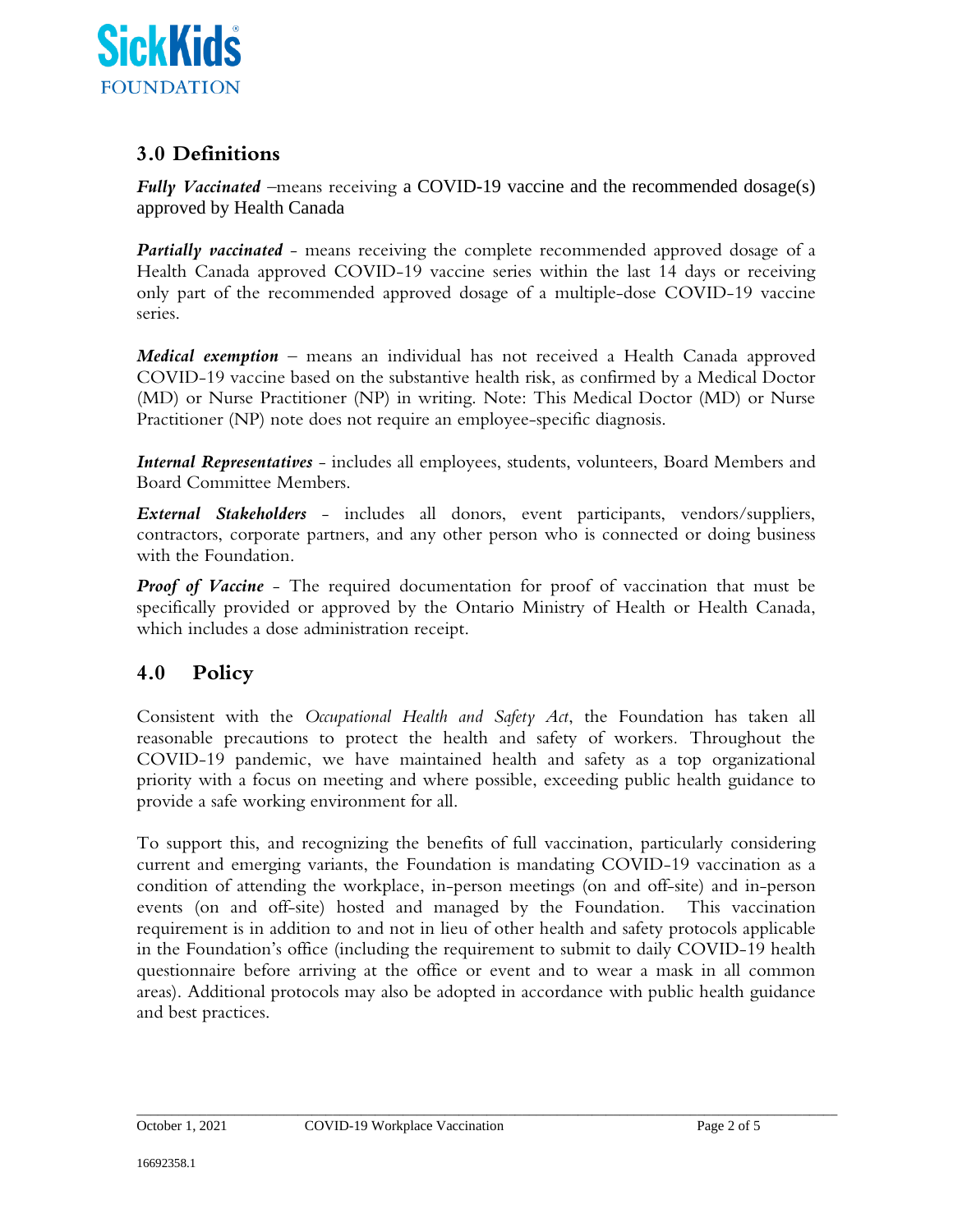## 3.0 Definitions

***Fully Vaccinated*** –means receiving a COVID-19 vaccine and the recommended dosage(s) approved by Health Canada

***Partially vaccinated*** - means receiving the complete recommended approved dosage of a Health Canada approved COVID-19 vaccine series within the last 14 days or receiving only part of the recommended approved dosage of a multiple-dose COVID-19 vaccine series.

***Medical exemption*** – means an individual has not received a Health Canada approved COVID-19 vaccine based on the substantive health risk, as confirmed by a Medical Doctor (MD) or Nurse Practitioner (NP) in writing. Note: This Medical Doctor (MD) or Nurse Practitioner (NP) note does not require an employee-specific diagnosis.

***Internal Representatives*** - includes all employees, students, volunteers, Board Members and Board Committee Members.

***External Stakeholders*** - includes all donors, event participants, vendors/suppliers, contractors, corporate partners, and any other person who is connected or doing business with the Foundation.

***Proof of Vaccine*** - The required documentation for proof of vaccination that must be specifically provided or approved by the Ontario Ministry of Health or Health Canada, which includes a dose administration receipt.

## 4.0 Policy

Consistent with the *Occupational Health and Safety Act*, the Foundation has taken all reasonable precautions to protect the health and safety of workers. Throughout the COVID-19 pandemic, we have maintained health and safety as a top organizational priority with a focus on meeting and where possible, exceeding public health guidance to provide a safe working environment for all.

To support this, and recognizing the benefits of full vaccination, particularly considering current and emerging variants, the Foundation is mandating COVID-19 vaccination as a condition of attending the workplace, in-person meetings (on and off-site) and in-person events (on and off-site) hosted and managed by the Foundation. This vaccination requirement is in addition to and not in lieu of other health and safety protocols applicable in the Foundation's office (including the requirement to submit to daily COVID-19 health questionnaire before arriving at the office or event and to wear a mask in all common areas). Additional protocols may also be adopted in accordance with public health guidance and best practices.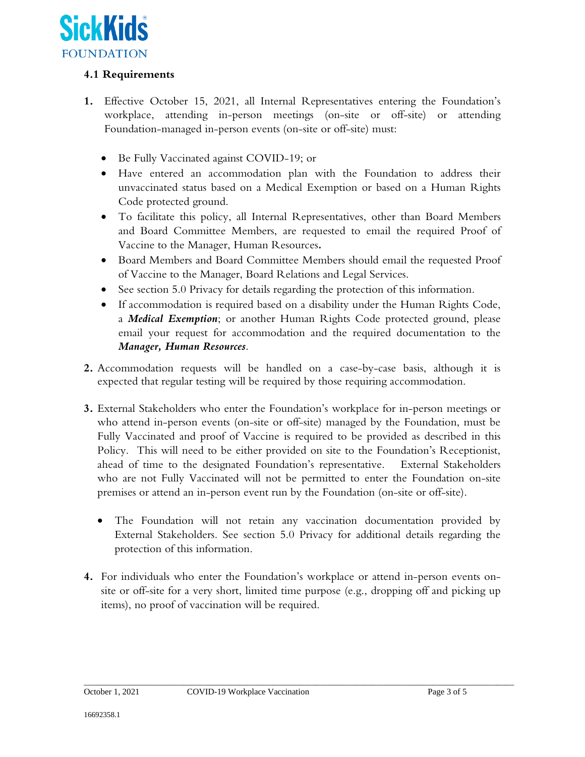### 4.1 Requirements

1. Effective October 15, 2021, all Internal Representatives entering the Foundation's workplace, attending in-person meetings (on-site or off-site) or attending Foundation-managed in-person events (on-site or off-site) must:

   - Be Fully Vaccinated against COVID-19; or
   - Have entered an accommodation plan with the Foundation to address their unvaccinated status based on a Medical Exemption or based on a Human Rights Code protected ground.
   - To facilitate this policy, all Internal Representatives, other than Board Members and Board Committee Members, are requested to email the required Proof of Vaccine to the Manager, Human Resources**.**
   - Board Members and Board Committee Members should email the requested Proof of Vaccine to the Manager, Board Relations and Legal Services.
   - See section 5.0 Privacy for details regarding the protection of this information.
   - If accommodation is required based on a disability under the Human Rights Code, a ***Medical Exemption***; or another Human Rights Code protected ground, please email your request for accommodation and the required documentation to the ***Manager, Human Resources***.

2. Accommodation requests will be handled on a case-by-case basis, although it is expected that regular testing will be required by those requiring accommodation.

3. External Stakeholders who enter the Foundation's workplace for in-person meetings or who attend in-person events (on-site or off-site) managed by the Foundation, must be Fully Vaccinated and proof of Vaccine is required to be provided as described in this Policy. This will need to be either provided on site to the Foundation's Receptionist, ahead of time to the designated Foundation's representative. External Stakeholders who are not Fully Vaccinated will not be permitted to enter the Foundation on-site premises or attend an in-person event run by the Foundation (on-site or off-site).

   - The Foundation will not retain any vaccination documentation provided by External Stakeholders. See section 5.0 Privacy for additional details regarding the protection of this information.

4. For individuals who enter the Foundation's workplace or attend in-person events on-site or off-site for a very short, limited time purpose (e.g., dropping off and picking up items), no proof of vaccination will be required.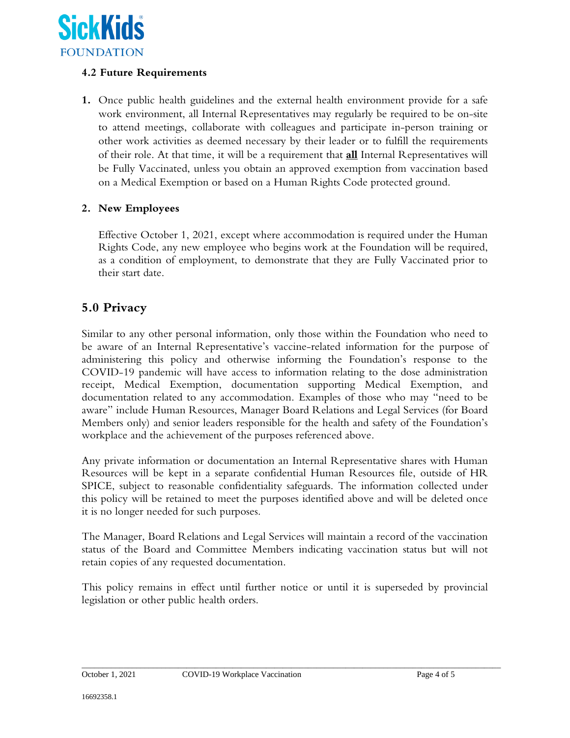### 4.2 Future Requirements

1. Once public health guidelines and the external health environment provide for a safe work environment, all Internal Representatives may regularly be required to be on-site to attend meetings, collaborate with colleagues and participate in-person training or other work activities as deemed necessary by their leader or to fulfill the requirements of their role. At that time, it will be a requirement that **all** Internal Representatives will be Fully Vaccinated, unless you obtain an approved exemption from vaccination based on a Medical Exemption or based on a Human Rights Code protected ground.

2. **New Employees**

   Effective October 1, 2021, except where accommodation is required under the Human Rights Code, any new employee who begins work at the Foundation will be required, as a condition of employment, to demonstrate that they are Fully Vaccinated prior to their start date.

## 5.0 Privacy

Similar to any other personal information, only those within the Foundation who need to be aware of an Internal Representative's vaccine-related information for the purpose of administering this policy and otherwise informing the Foundation's response to the COVID-19 pandemic will have access to information relating to the dose administration receipt, Medical Exemption, documentation supporting Medical Exemption, and documentation related to any accommodation. Examples of those who may "need to be aware" include Human Resources, Manager Board Relations and Legal Services (for Board Members only) and senior leaders responsible for the health and safety of the Foundation's workplace and the achievement of the purposes referenced above.

Any private information or documentation an Internal Representative shares with Human Resources will be kept in a separate confidential Human Resources file, outside of HR SPICE, subject to reasonable confidentiality safeguards. The information collected under this policy will be retained to meet the purposes identified above and will be deleted once it is no longer needed for such purposes.

The Manager, Board Relations and Legal Services will maintain a record of the vaccination status of the Board and Committee Members indicating vaccination status but will not retain copies of any requested documentation.

This policy remains in effect until further notice or until it is superseded by provincial legislation or other public health orders.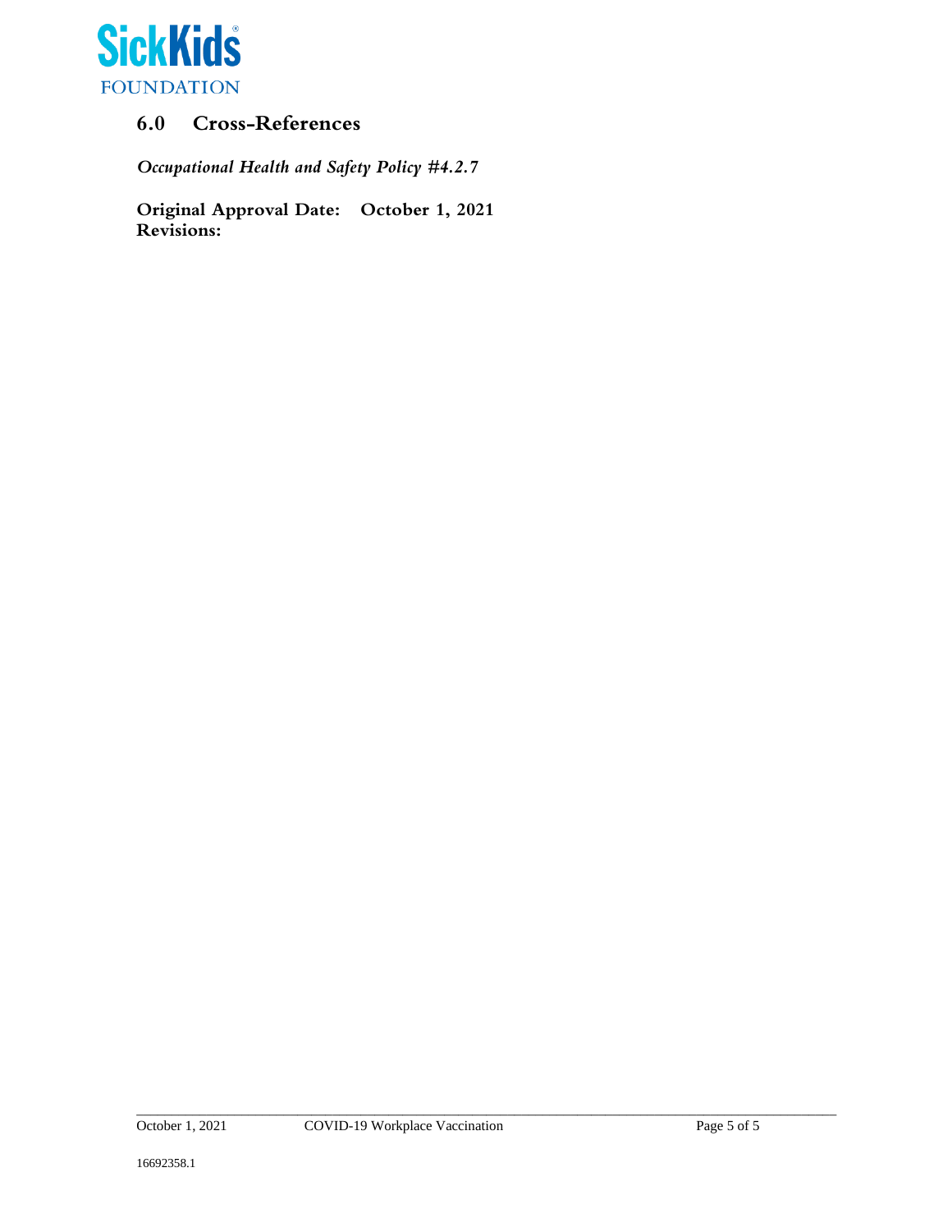## 6.0 Cross-References

*Occupational Health and Safety Policy #4.2.7*

**Original Approval Date: October 1, 2021**
**Revisions:**